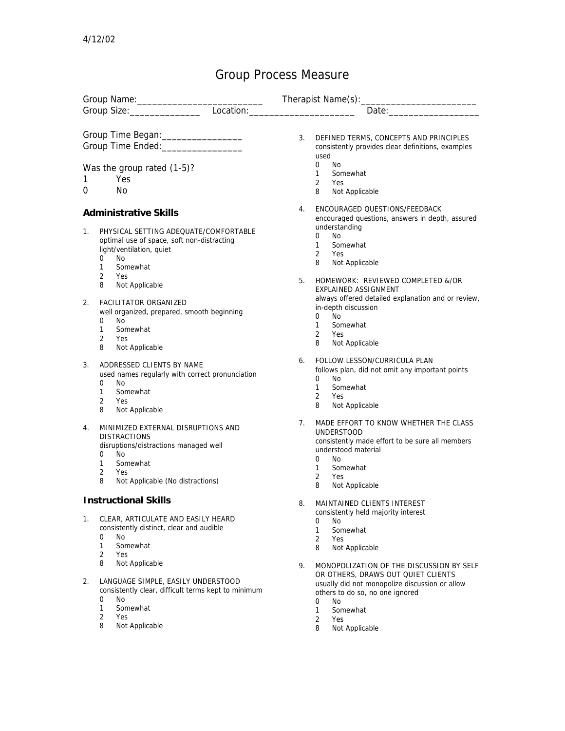4/12/02

# Group Process Measure

Group Name:\_\_\_\_\_\_\_\_\_\_\_\_\_\_\_\_\_\_\_\_\_\_\_\_\_\_ Therapist Name(s):\_\_\_\_\_\_\_\_\_\_\_\_\_\_\_\_\_\_\_\_\_\_\_\_
Group Size:\_\_\_\_\_\_\_\_\_\_\_\_\_\_ Location:\_\_\_\_\_\_\_\_\_\_\_\_\_\_\_\_\_\_\_\_\_ Date:\_\_\_\_\_\_\_\_\_\_\_\_\_\_\_\_\_\_

Group Time Began:\_\_\_\_\_\_\_\_\_\_\_\_\_\_\_\_\_
Group Time Ended:\_\_\_\_\_\_\_\_\_\_\_\_\_\_\_\_\_

Was the group rated (1-5)?
1 Yes
0 No

## Administrative Skills

1. PHYSICAL SETTING ADEQUATE/COMFORTABLE
   optimal use of space, soft non-distracting light/ventilation, quiet
   0 No
   1 Somewhat
   2 Yes
   8 Not Applicable

2. FACILITATOR ORGANIZED
   well organized, prepared, smooth beginning
   0 No
   1 Somewhat
   2 Yes
   8 Not Applicable

3. ADDRESSED CLIENTS BY NAME
   used names regularly with correct pronunciation
   0 No
   1 Somewhat
   2 Yes
   8 Not Applicable

4. MINIMIZED EXTERNAL DISRUPTIONS AND DISTRACTIONS
   disruptions/distractions managed well
   0 No
   1 Somewhat
   2 Yes
   8 Not Applicable (No distractions)

## Instructional Skills

1. CLEAR, ARTICULATE AND EASILY HEARD
   consistently distinct, clear and audible
   0 No
   1 Somewhat
   2 Yes
   8 Not Applicable

2. LANGUAGE SIMPLE, EASILY UNDERSTOOD
   consistently clear, difficult terms kept to minimum
   0 No
   1 Somewhat
   2 Yes
   8 Not Applicable

3. DEFINED TERMS, CONCEPTS AND PRINCIPLES
   consistently provides clear definitions, examples used
   0 No
   1 Somewhat
   2 Yes
   8 Not Applicable

4. ENCOURAGED QUESTIONS/FEEDBACK
   encouraged questions, answers in depth, assured understanding
   0 No
   1 Somewhat
   2 Yes
   8 Not Applicable

5. HOMEWORK: REVIEWED COMPLETED &/OR EXPLAINED ASSIGNMENT
   always offered detailed explanation and or review, in-depth discussion
   0 No
   1 Somewhat
   2 Yes
   8 Not Applicable

6. FOLLOW LESSON/CURRICULA PLAN
   follows plan, did not omit any important points
   0 No
   1 Somewhat
   2 Yes
   8 Not Applicable

7. MADE EFFORT TO KNOW WHETHER THE CLASS UNDERSTOOD
   consistently made effort to be sure all members understood material
   0 No
   1 Somewhat
   2 Yes
   8 Not Applicable

8. MAINTAINED CLIENTS INTEREST
   consistently held majority interest
   0 No
   1 Somewhat
   2 Yes
   8 Not Applicable

9. MONOPOLIZATION OF THE DISCUSSION BY SELF OR OTHERS, DRAWS OUT QUIET CLIENTS
   usually did not monopolize discussion or allow others to do so, no one ignored
   0 No
   1 Somewhat
   2 Yes
   8 Not Applicable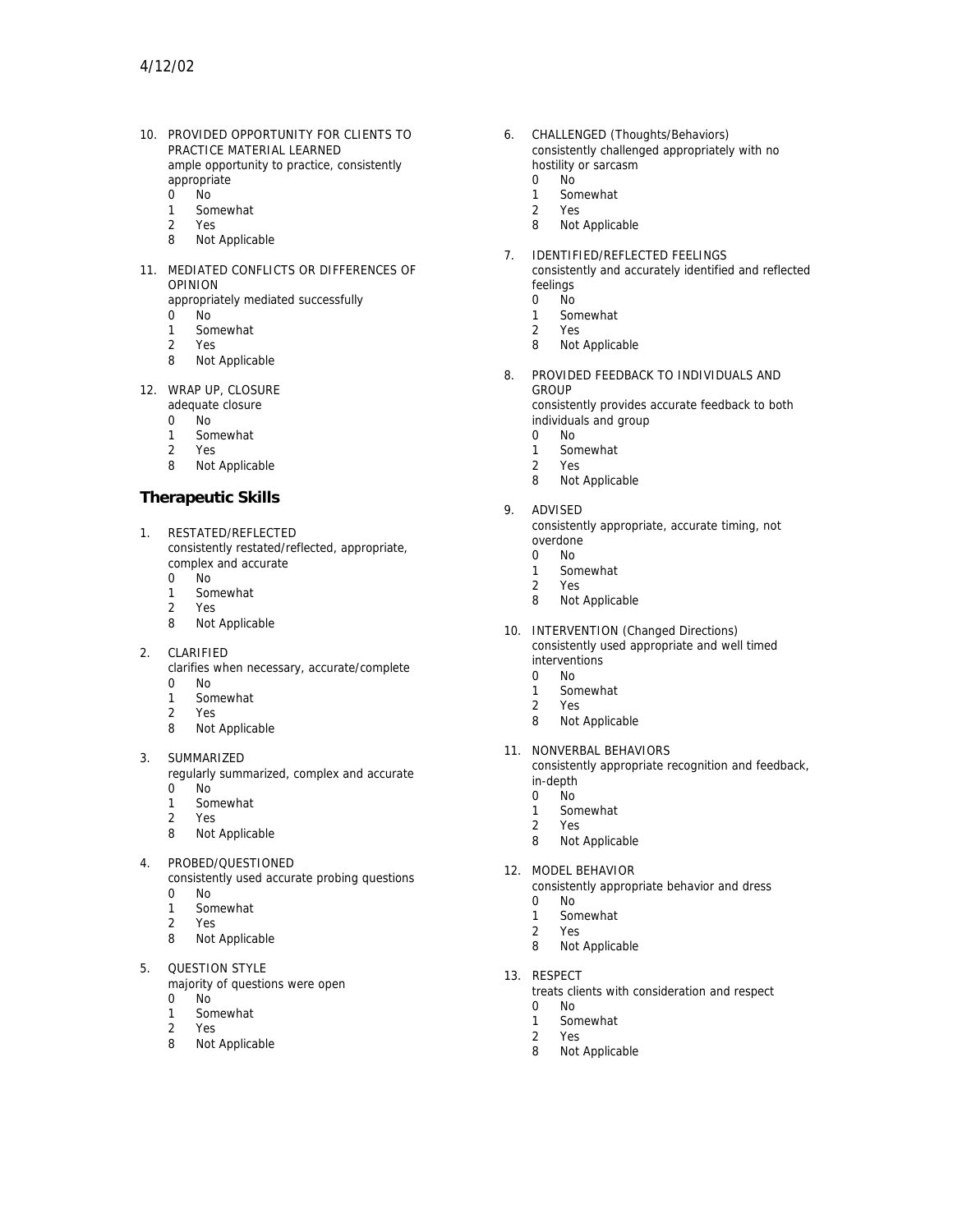10. PROVIDED OPPORTUNITY FOR CLIENTS TO PRACTICE MATERIAL LEARNED
    ample opportunity to practice, consistently appropriate
    0 No
    1 Somewhat
    2 Yes
    8 Not Applicable

11. MEDIATED CONFLICTS OR DIFFERENCES OF OPINION
    appropriately mediated successfully
    0 No
    1 Somewhat
    2 Yes
    8 Not Applicable

12. WRAP UP, CLOSURE
    adequate closure
    0 No
    1 Somewhat
    2 Yes
    8 Not Applicable

## Therapeutic Skills

1. RESTATED/REFLECTED
   consistently restated/reflected, appropriate, complex and accurate
   0 No
   1 Somewhat
   2 Yes
   8 Not Applicable

2. CLARIFIED
   clarifies when necessary, accurate/complete
   0 No
   1 Somewhat
   2 Yes
   8 Not Applicable

3. SUMMARIZED
   regularly summarized, complex and accurate
   0 No
   1 Somewhat
   2 Yes
   8 Not Applicable

4. PROBED/QUESTIONED
   consistently used accurate probing questions
   0 No
   1 Somewhat
   2 Yes
   8 Not Applicable

5. QUESTION STYLE
   majority of questions were open
   0 No
   1 Somewhat
   2 Yes
   8 Not Applicable

6. CHALLENGED (Thoughts/Behaviors)
   consistently challenged appropriately with no hostility or sarcasm
   0 No
   1 Somewhat
   2 Yes
   8 Not Applicable

7. IDENTIFIED/REFLECTED FEELINGS
   consistently and accurately identified and reflected feelings
   0 No
   1 Somewhat
   2 Yes
   8 Not Applicable

8. PROVIDED FEEDBACK TO INDIVIDUALS AND GROUP
   consistently provides accurate feedback to both individuals and group
   0 No
   1 Somewhat
   2 Yes
   8 Not Applicable

9. ADVISED
   consistently appropriate, accurate timing, not overdone
   0 No
   1 Somewhat
   2 Yes
   8 Not Applicable

10. INTERVENTION (Changed Directions)
    consistently used appropriate and well timed interventions
    0 No
    1 Somewhat
    2 Yes
    8 Not Applicable

11. NONVERBAL BEHAVIORS
    consistently appropriate recognition and feedback, in-depth
    0 No
    1 Somewhat
    2 Yes
    8 Not Applicable

12. MODEL BEHAVIOR
    consistently appropriate behavior and dress
    0 No
    1 Somewhat
    2 Yes
    8 Not Applicable

13. RESPECT
    treats clients with consideration and respect
    0 No
    1 Somewhat
    2 Yes
    8 Not Applicable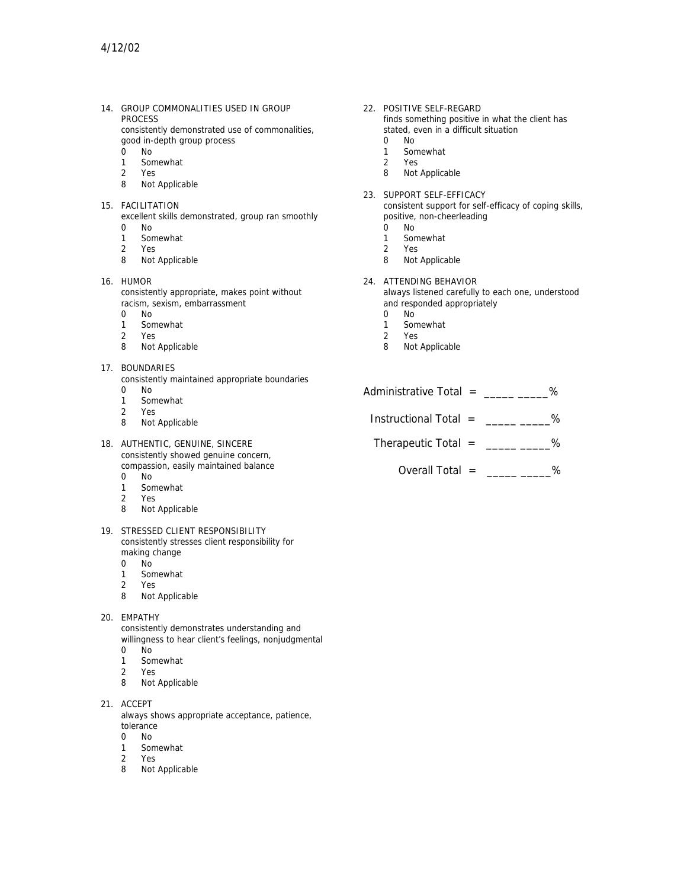4/12/02

14. GROUP COMMONALITIES USED IN GROUP PROCESS
    consistently demonstrated use of commonalities, good in-depth group process
    0 No
    1 Somewhat
    2 Yes
    8 Not Applicable

15. FACILITATION
    excellent skills demonstrated, group ran smoothly
    0 No
    1 Somewhat
    2 Yes
    8 Not Applicable

16. HUMOR
    consistently appropriate, makes point without racism, sexism, embarrassment
    0 No
    1 Somewhat
    2 Yes
    8 Not Applicable

17. BOUNDARIES
    consistently maintained appropriate boundaries
    0 No
    1 Somewhat
    2 Yes
    8 Not Applicable

18. AUTHENTIC, GENUINE, SINCERE
    consistently showed genuine concern, compassion, easily maintained balance
    0 No
    1 Somewhat
    2 Yes
    8 Not Applicable

19. STRESSED CLIENT RESPONSIBILITY
    consistently stresses client responsibility for making change
    0 No
    1 Somewhat
    2 Yes
    8 Not Applicable

20. EMPATHY
    consistently demonstrates understanding and willingness to hear client's feelings, nonjudgmental
    0 No
    1 Somewhat
    2 Yes
    8 Not Applicable

21. ACCEPT
    always shows appropriate acceptance, patience, tolerance
    0 No
    1 Somewhat
    2 Yes
    8 Not Applicable

22. POSITIVE SELF-REGARD
    finds something positive in what the client has stated, even in a difficult situation
    0 No
    1 Somewhat
    2 Yes
    8 Not Applicable

23. SUPPORT SELF-EFFICACY
    consistent support for self-efficacy of coping skills, positive, non-cheerleading
    0 No
    1 Somewhat
    2 Yes
    8 Not Applicable

24. ATTENDING BEHAVIOR
    always listened carefully to each one, understood and responded appropriately
    0 No
    1 Somewhat
    2 Yes
    8 Not Applicable

Administrative Total = _____ _____%

Instructional Total = _____ _____%

Therapeutic Total = _____ _____%

Overall Total = _____ _____%